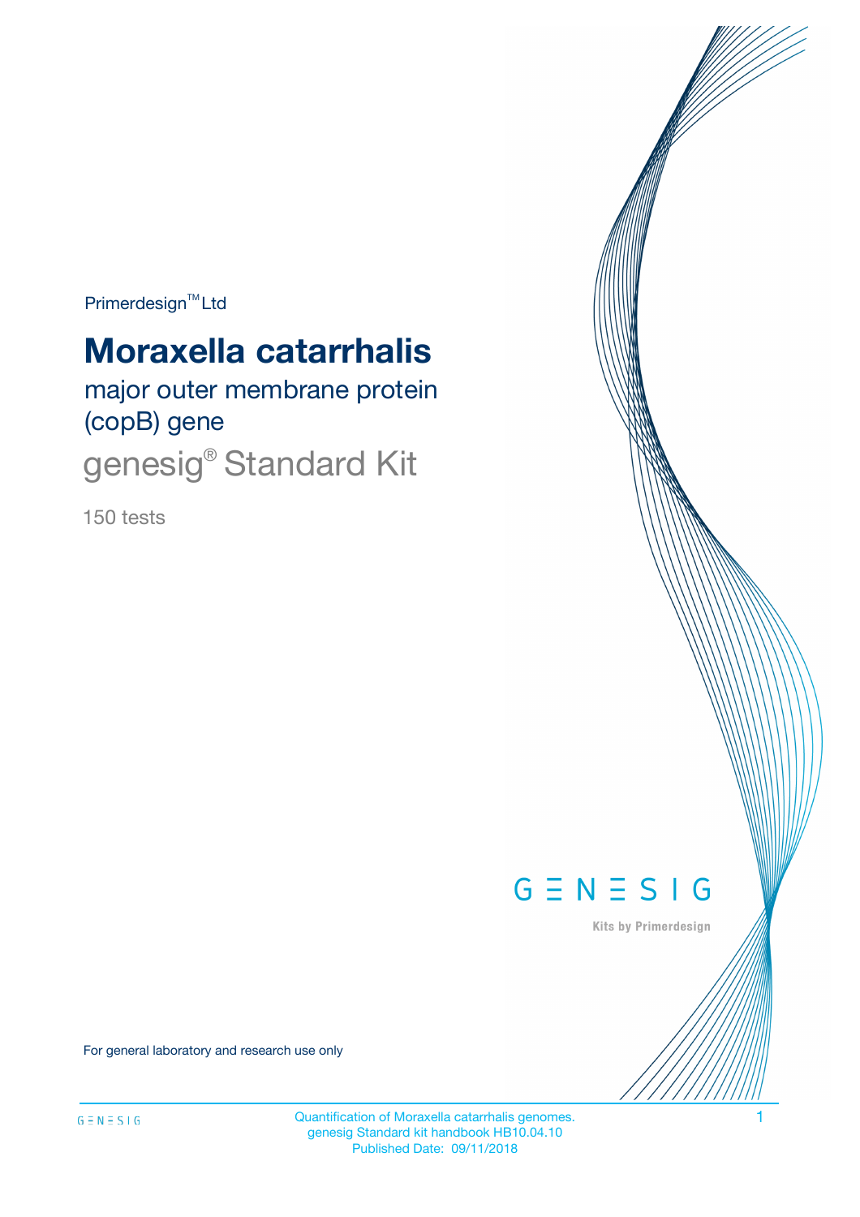Primerdesign™ Ltd

# Moraxella catarrhalis

major outer membrane protein (copB) gene

genesig® Standard Kit

150 tests

GENESIG

Kits by Primerdesign

For general laboratory and research use only

Quantification of Moraxella catarrhalis genomes.
genesig Standard kit handbook HB10.04.10
Published Date: 09/11/2018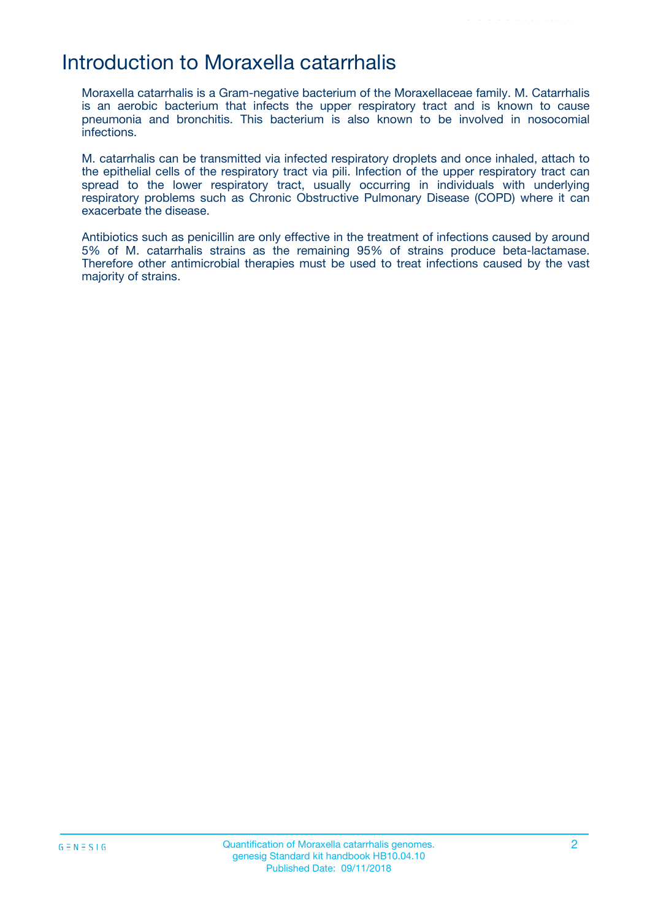# Introduction to Moraxella catarrhalis

Moraxella catarrhalis is a Gram-negative bacterium of the Moraxellaceae family. M. Catarrhalis is an aerobic bacterium that infects the upper respiratory tract and is known to cause pneumonia and bronchitis. This bacterium is also known to be involved in nosocomial infections.

M. catarrhalis can be transmitted via infected respiratory droplets and once inhaled, attach to the epithelial cells of the respiratory tract via pili. Infection of the upper respiratory tract can spread to the lower respiratory tract, usually occurring in individuals with underlying respiratory problems such as Chronic Obstructive Pulmonary Disease (COPD) where it can exacerbate the disease.

Antibiotics such as penicillin are only effective in the treatment of infections caused by around 5% of M. catarrhalis strains as the remaining 95% of strains produce beta-lactamase. Therefore other antimicrobial therapies must be used to treat infections caused by the vast majority of strains.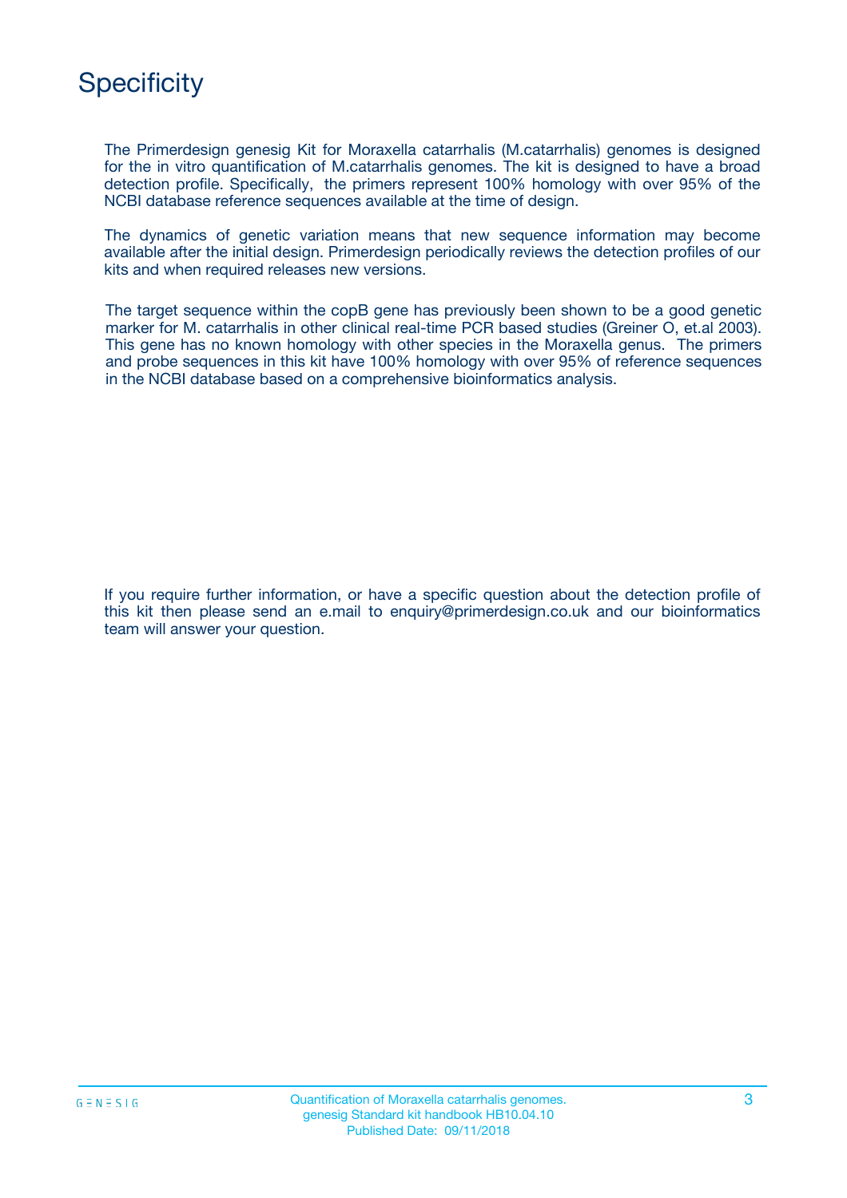# Specificity

The Primerdesign genesig Kit for Moraxella catarrhalis (M.catarrhalis) genomes is designed for the in vitro quantification of M.catarrhalis genomes. The kit is designed to have a broad detection profile. Specifically, the primers represent 100% homology with over 95% of the NCBI database reference sequences available at the time of design.

The dynamics of genetic variation means that new sequence information may become available after the initial design. Primerdesign periodically reviews the detection profiles of our kits and when required releases new versions.

The target sequence within the copB gene has previously been shown to be a good genetic marker for M. catarrhalis in other clinical real-time PCR based studies (Greiner O, et.al 2003). This gene has no known homology with other species in the Moraxella genus. The primers and probe sequences in this kit have 100% homology with over 95% of reference sequences in the NCBI database based on a comprehensive bioinformatics analysis.

If you require further information, or have a specific question about the detection profile of this kit then please send an e.mail to enquiry@primerdesign.co.uk and our bioinformatics team will answer your question.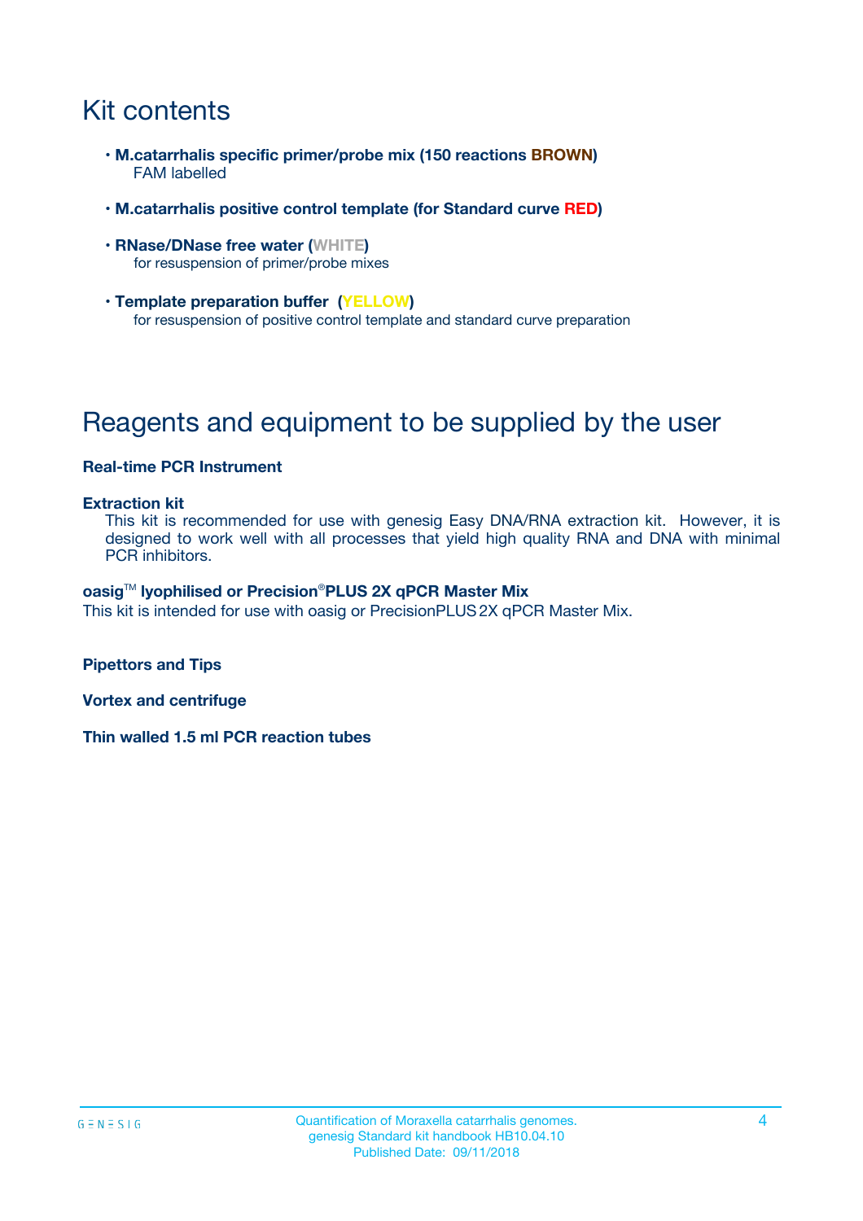# Kit contents

- **M.catarrhalis specific primer/probe mix (150 reactions BROWN)**
  FAM labelled
- **M.catarrhalis positive control template (for Standard curve RED)**
- **RNase/DNase free water (WHITE)**
  for resuspension of primer/probe mixes
- **Template preparation buffer (YELLOW)**
  for resuspension of positive control template and standard curve preparation

# Reagents and equipment to be supplied by the user

**Real-time PCR Instrument**

**Extraction kit**

This kit is recommended for use with genesig Easy DNA/RNA extraction kit. However, it is designed to work well with all processes that yield high quality RNA and DNA with minimal PCR inhibitors.

**oasig™ lyophilised or Precision®PLUS 2X qPCR Master Mix**

This kit is intended for use with oasig or PrecisionPLUS 2X qPCR Master Mix.

**Pipettors and Tips**

**Vortex and centrifuge**

**Thin walled 1.5 ml PCR reaction tubes**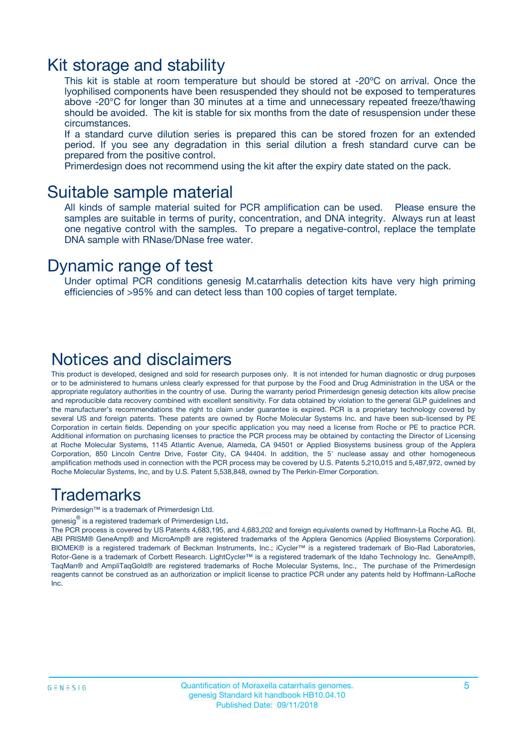## Kit storage and stability

This kit is stable at room temperature but should be stored at -20ºC on arrival. Once the lyophilised components have been resuspended they should not be exposed to temperatures above -20°C for longer than 30 minutes at a time and unnecessary repeated freeze/thawing should be avoided. The kit is stable for six months from the date of resuspension under these circumstances.

If a standard curve dilution series is prepared this can be stored frozen for an extended period. If you see any degradation in this serial dilution a fresh standard curve can be prepared from the positive control.

Primerdesign does not recommend using the kit after the expiry date stated on the pack.

## Suitable sample material

All kinds of sample material suited for PCR amplification can be used. Please ensure the samples are suitable in terms of purity, concentration, and DNA integrity. Always run at least one negative control with the samples. To prepare a negative-control, replace the template DNA sample with RNase/DNase free water.

## Dynamic range of test

Under optimal PCR conditions genesig M.catarrhalis detection kits have very high priming efficiencies of >95% and can detect less than 100 copies of target template.

## Notices and disclaimers

This product is developed, designed and sold for research purposes only. It is not intended for human diagnostic or drug purposes or to be administered to humans unless clearly expressed for that purpose by the Food and Drug Administration in the USA or the appropriate regulatory authorities in the country of use. During the warranty period Primerdesign genesig detection kits allow precise and reproducible data recovery combined with excellent sensitivity. For data obtained by violation to the general GLP guidelines and the manufacturer's recommendations the right to claim under guarantee is expired. PCR is a proprietary technology covered by several US and foreign patents. These patents are owned by Roche Molecular Systems Inc. and have been sub-licensed by PE Corporation in certain fields. Depending on your specific application you may need a license from Roche or PE to practice PCR. Additional information on purchasing licenses to practice the PCR process may be obtained by contacting the Director of Licensing at Roche Molecular Systems, 1145 Atlantic Avenue, Alameda, CA 94501 or Applied Biosystems business group of the Applera Corporation, 850 Lincoln Centre Drive, Foster City, CA 94404. In addition, the 5' nuclease assay and other homogeneous amplification methods used in connection with the PCR process may be covered by U.S. Patents 5,210,015 and 5,487,972, owned by Roche Molecular Systems, Inc, and by U.S. Patent 5,538,848, owned by The Perkin-Elmer Corporation.

## Trademarks

Primerdesign™ is a trademark of Primerdesign Ltd.

genesig® is a registered trademark of Primerdesign Ltd.

The PCR process is covered by US Patents 4,683,195, and 4,683,202 and foreign equivalents owned by Hoffmann-La Roche AG. BI, ABI PRISM® GeneAmp® and MicroAmp® are registered trademarks of the Applera Genomics (Applied Biosystems Corporation). BIOMEK® is a registered trademark of Beckman Instruments, Inc.; iCycler™ is a registered trademark of Bio-Rad Laboratories, Rotor-Gene is a trademark of Corbett Research. LightCycler™ is a registered trademark of the Idaho Technology Inc. GeneAmp®, TaqMan® and AmpliTaqGold® are registered trademarks of Roche Molecular Systems, Inc., The purchase of the Primerdesign reagents cannot be construed as an authorization or implicit license to practice PCR under any patents held by Hoffmann-LaRoche Inc.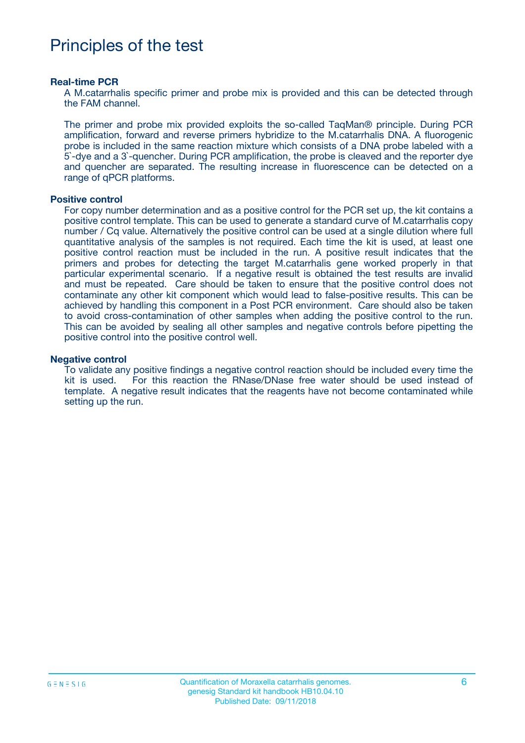# Principles of the test

**Real-time PCR**

A M.catarrhalis specific primer and probe mix is provided and this can be detected through the FAM channel.

The primer and probe mix provided exploits the so-called TaqMan® principle. During PCR amplification, forward and reverse primers hybridize to the M.catarrhalis DNA. A fluorogenic probe is included in the same reaction mixture which consists of a DNA probe labeled with a 5`-dye and a 3`-quencher. During PCR amplification, the probe is cleaved and the reporter dye and quencher are separated. The resulting increase in fluorescence can be detected on a range of qPCR platforms.

**Positive control**

For copy number determination and as a positive control for the PCR set up, the kit contains a positive control template. This can be used to generate a standard curve of M.catarrhalis copy number / Cq value. Alternatively the positive control can be used at a single dilution where full quantitative analysis of the samples is not required. Each time the kit is used, at least one positive control reaction must be included in the run. A positive result indicates that the primers and probes for detecting the target M.catarrhalis gene worked properly in that particular experimental scenario. If a negative result is obtained the test results are invalid and must be repeated. Care should be taken to ensure that the positive control does not contaminate any other kit component which would lead to false-positive results. This can be achieved by handling this component in a Post PCR environment. Care should also be taken to avoid cross-contamination of other samples when adding the positive control to the run. This can be avoided by sealing all other samples and negative controls before pipetting the positive control into the positive control well.

**Negative control**

To validate any positive findings a negative control reaction should be included every time the kit is used. For this reaction the RNase/DNase free water should be used instead of template. A negative result indicates that the reagents have not become contaminated while setting up the run.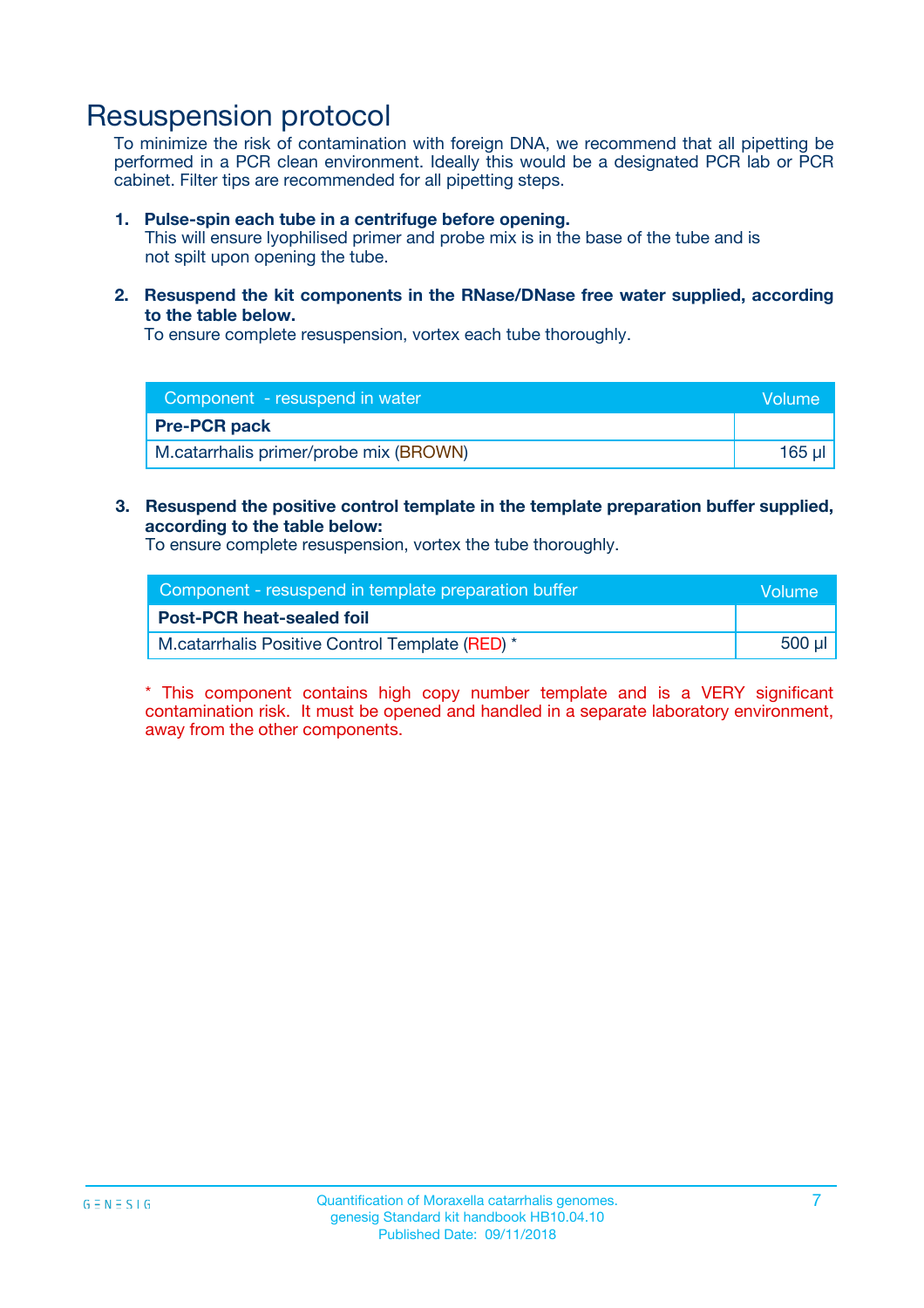# Resuspension protocol

To minimize the risk of contamination with foreign DNA, we recommend that all pipetting be performed in a PCR clean environment. Ideally this would be a designated PCR lab or PCR cabinet. Filter tips are recommended for all pipetting steps.

1. **Pulse-spin each tube in a centrifuge before opening.**
   This will ensure lyophilised primer and probe mix is in the base of the tube and is not spilt upon opening the tube.

2. **Resuspend the kit components in the RNase/DNase free water supplied, according to the table below.**
   To ensure complete resuspension, vortex each tube thoroughly.

| Component - resuspend in water | Volume |
|---|---|
| **Pre-PCR pack** | |
| M.catarrhalis primer/probe mix (BROWN) | 165 µl |

3. **Resuspend the positive control template in the template preparation buffer supplied, according to the table below:**
   To ensure complete resuspension, vortex the tube thoroughly.

| Component - resuspend in template preparation buffer | Volume |
|---|---|
| **Post-PCR heat-sealed foil** | |
| M.catarrhalis Positive Control Template (RED) * | 500 µl |

* This component contains high copy number template and is a VERY significant contamination risk. It must be opened and handled in a separate laboratory environment, away from the other components.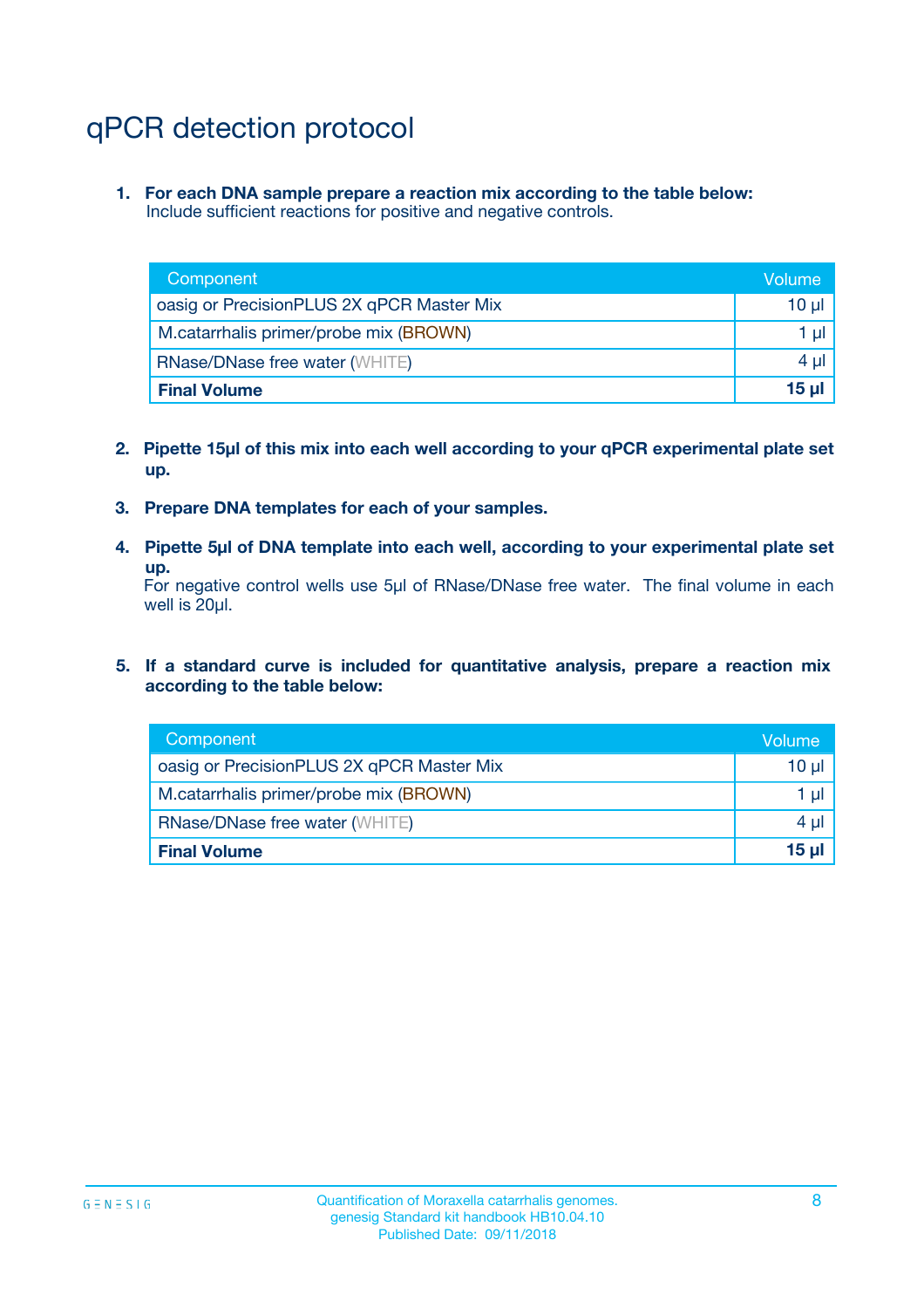# qPCR detection protocol

1. **For each DNA sample prepare a reaction mix according to the table below:**
   Include sufficient reactions for positive and negative controls.

| Component | Volume |
|---|---|
| oasig or PrecisionPLUS 2X qPCR Master Mix | 10 µl |
| M.catarrhalis primer/probe mix (BROWN) | 1 µl |
| RNase/DNase free water (WHITE) | 4 µl |
| **Final Volume** | **15 µl** |

2. **Pipette 15µl of this mix into each well according to your qPCR experimental plate set up.**

3. **Prepare DNA templates for each of your samples.**

4. **Pipette 5µl of DNA template into each well, according to your experimental plate set up.**
   For negative control wells use 5µl of RNase/DNase free water. The final volume in each well is 20µl.

5. **If a standard curve is included for quantitative analysis, prepare a reaction mix according to the table below:**

| Component | Volume |
|---|---|
| oasig or PrecisionPLUS 2X qPCR Master Mix | 10 µl |
| M.catarrhalis primer/probe mix (BROWN) | 1 µl |
| RNase/DNase free water (WHITE) | 4 µl |
| **Final Volume** | **15 µl** |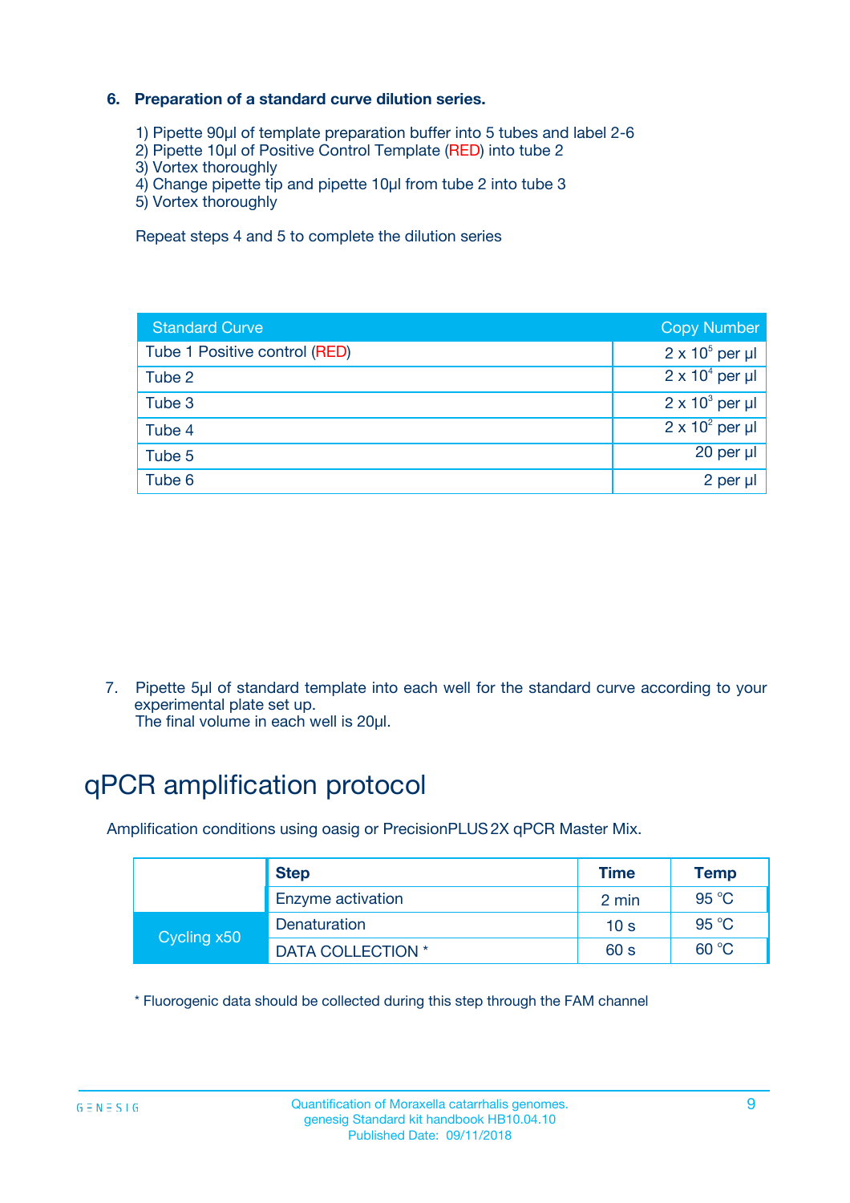### 6. Preparation of a standard curve dilution series.

1) Pipette 90µl of template preparation buffer into 5 tubes and label 2-6
2) Pipette 10µl of Positive Control Template (RED) into tube 2
3) Vortex thoroughly
4) Change pipette tip and pipette 10µl from tube 2 into tube 3
5) Vortex thoroughly

Repeat steps 4 and 5 to complete the dilution series

| Standard Curve | Copy Number |
|---|---|
| Tube 1 Positive control (RED) | $2 \times 10^5$ per µl |
| Tube 2 | $2 \times 10^4$ per µl |
| Tube 3 | $2 \times 10^3$ per µl |
| Tube 4 | $2 \times 10^2$ per µl |
| Tube 5 | 20 per µl |
| Tube 6 | 2 per µl |

7. Pipette 5µl of standard template into each well for the standard curve according to your experimental plate set up.
   The final volume in each well is 20µl.

# qPCR amplification protocol

Amplification conditions using oasig or PrecisionPLUS 2X qPCR Master Mix.

| | Step | Time | Temp |
|---|---|---|---|
| | Enzyme activation | 2 min | 95 °C |
| Cycling x50 | Denaturation | 10 s | 95 °C |
| | DATA COLLECTION * | 60 s | 60 °C |

* Fluorogenic data should be collected during this step through the FAM channel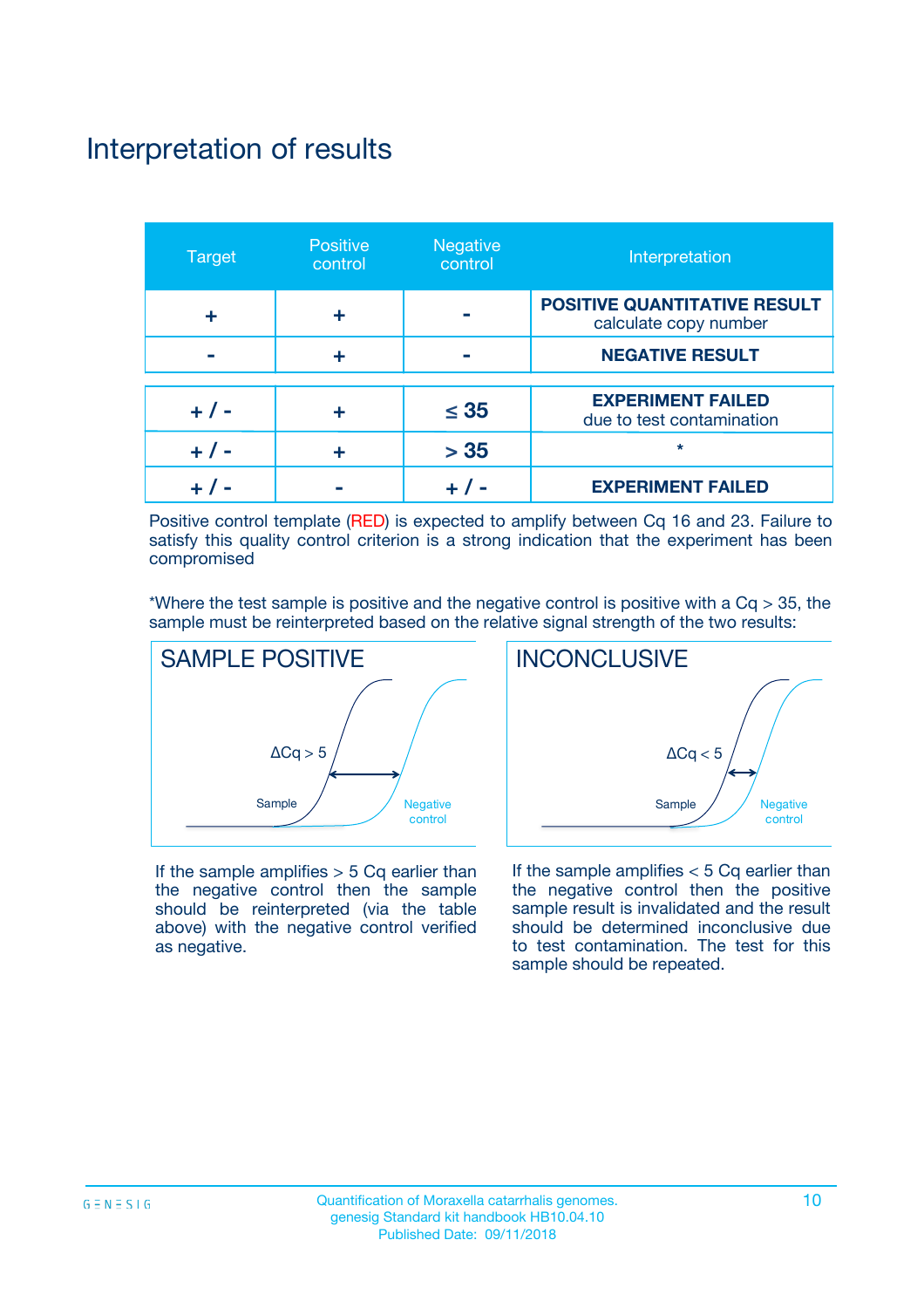# Interpretation of results

| Target | Positive control | Negative control | Interpretation |
|---|---|---|---|
| + | + | - | **POSITIVE QUANTITATIVE RESULT** calculate copy number |
| - | + | - | **NEGATIVE RESULT** |
| + / - | + | ≤ 35 | **EXPERIMENT FAILED** due to test contamination |
| + / - | + | > 35 | * |
| + / - | - | + / - | **EXPERIMENT FAILED** |

Positive control template (RED) is expected to amplify between Cq 16 and 23. Failure to satisfy this quality control criterion is a strong indication that the experiment has been compromised

*Where the test sample is positive and the negative control is positive with a Cq > 35, the sample must be reinterpreted based on the relative signal strength of the two results:

SAMPLE POSITIVE

ΔCq > 5

Sample

Negative control

If the sample amplifies > 5 Cq earlier than the negative control then the sample should be reinterpreted (via the table above) with the negative control verified as negative.

INCONCLUSIVE

ΔCq < 5

Sample

Negative control

If the sample amplifies < 5 Cq earlier than the negative control then the positive sample result is invalidated and the result should be determined inconclusive due to test contamination. The test for this sample should be repeated.